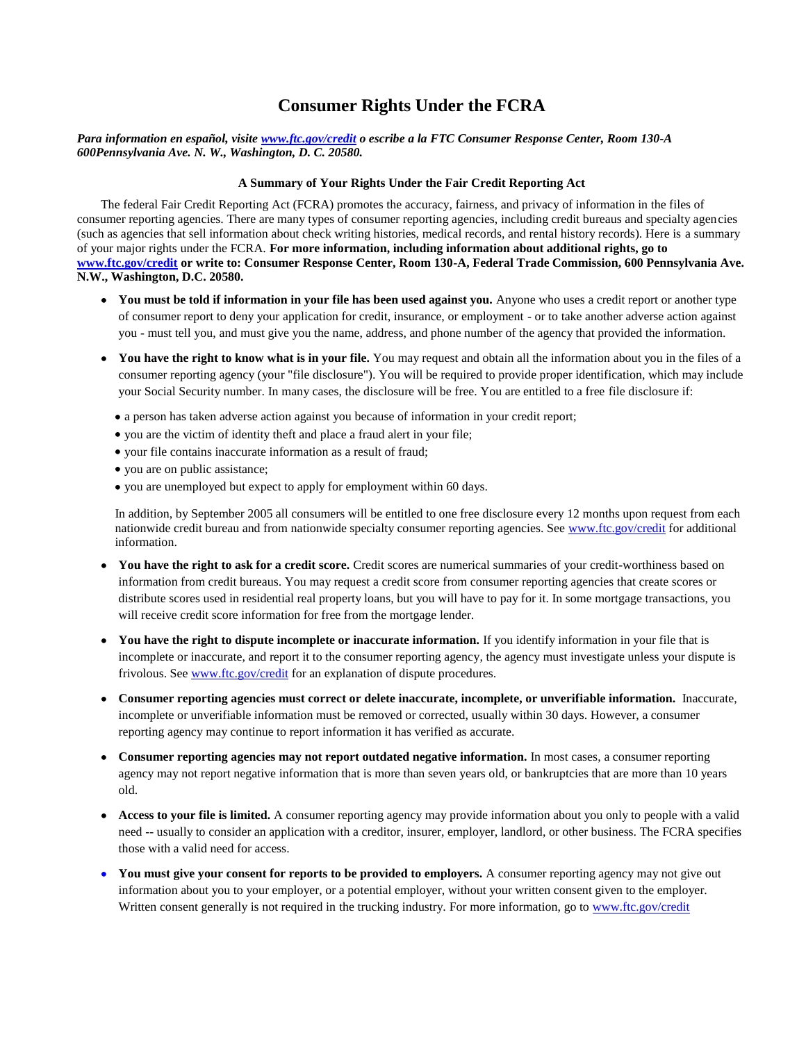# Consumer Rights Under the FCRA

***Para information en español, visite [www.ftc.gov/credit](http://www.ftc.gov/credit) o escribe a la FTC Consumer Response Center, Room 130-A 600Pennsylvania Ave. N. W., Washington, D. C. 20580.***

**A Summary of Your Rights Under the Fair Credit Reporting Act**

The federal Fair Credit Reporting Act (FCRA) promotes the accuracy, fairness, and privacy of information in the files of consumer reporting agencies. There are many types of consumer reporting agencies, including credit bureaus and specialty agencies (such as agencies that sell information about check writing histories, medical records, and rental history records). Here is a summary of your major rights under the FCRA. **For more information, including information about additional rights, go to [www.ftc.gov/credit](http://www.ftc.gov/credit) or write to: Consumer Response Center, Room 130-A, Federal Trade Commission, 600 Pennsylvania Ave. N.W., Washington, D.C. 20580.**

- **You must be told if information in your file has been used against you.** Anyone who uses a credit report or another type of consumer report to deny your application for credit, insurance, or employment - or to take another adverse action against you - must tell you, and must give you the name, address, and phone number of the agency that provided the information.

- **You have the right to know what is in your file.** You may request and obtain all the information about you in the files of a consumer reporting agency (your "file disclosure"). You will be required to provide proper identification, which may include your Social Security number. In many cases, the disclosure will be free. You are entitled to a free file disclosure if:

  - a person has taken adverse action against you because of information in your credit report;
  - you are the victim of identity theft and place a fraud alert in your file;
  - your file contains inaccurate information as a result of fraud;
  - you are on public assistance;
  - you are unemployed but expect to apply for employment within 60 days.

  In addition, by September 2005 all consumers will be entitled to one free disclosure every 12 months upon request from each nationwide credit bureau and from nationwide specialty consumer reporting agencies. See [www.ftc.gov/credit](http://www.ftc.gov/credit) for additional information.

- **You have the right to ask for a credit score.** Credit scores are numerical summaries of your credit-worthiness based on information from credit bureaus. You may request a credit score from consumer reporting agencies that create scores or distribute scores used in residential real property loans, but you will have to pay for it. In some mortgage transactions, you will receive credit score information for free from the mortgage lender.

- **You have the right to dispute incomplete or inaccurate information.** If you identify information in your file that is incomplete or inaccurate, and report it to the consumer reporting agency, the agency must investigate unless your dispute is frivolous. See [www.ftc.gov/credit](http://www.ftc.gov/credit) for an explanation of dispute procedures.

- **Consumer reporting agencies must correct or delete inaccurate, incomplete, or unverifiable information.** Inaccurate, incomplete or unverifiable information must be removed or corrected, usually within 30 days. However, a consumer reporting agency may continue to report information it has verified as accurate.

- **Consumer reporting agencies may not report outdated negative information.** In most cases, a consumer reporting agency may not report negative information that is more than seven years old, or bankruptcies that are more than 10 years old.

- **Access to your file is limited.** A consumer reporting agency may provide information about you only to people with a valid need -- usually to consider an application with a creditor, insurer, employer, landlord, or other business. The FCRA specifies those with a valid need for access.

- **You must give your consent for reports to be provided to employers.** A consumer reporting agency may not give out information about you to your employer, or a potential employer, without your written consent given to the employer. Written consent generally is not required in the trucking industry. For more information, go to [www.ftc.gov/credit](http://www.ftc.gov/credit)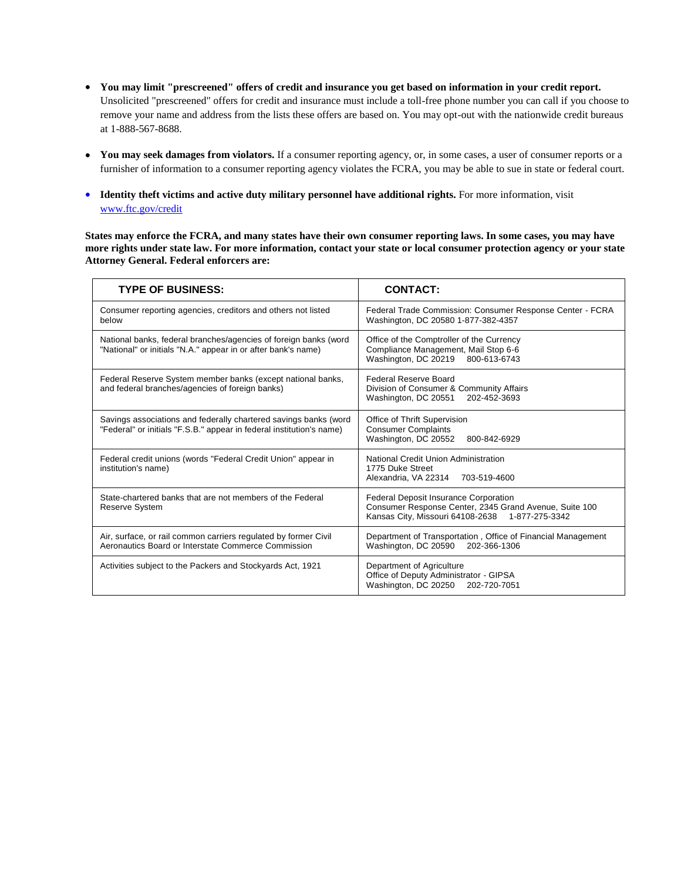- **You may limit "prescreened" offers of credit and insurance you get based on information in your credit report.** Unsolicited "prescreened" offers for credit and insurance must include a toll-free phone number you can call if you choose to remove your name and address from the lists these offers are based on. You may opt-out with the nationwide credit bureaus at 1-888-567-8688.

- **You may seek damages from violators.** If a consumer reporting agency, or, in some cases, a user of consumer reports or a furnisher of information to a consumer reporting agency violates the FCRA, you may be able to sue in state or federal court.

- **Identity theft victims and active duty military personnel have additional rights.** For more information, visit [www.ftc.gov/credit](www.ftc.gov/credit)

**States may enforce the FCRA, and many states have their own consumer reporting laws. In some cases, you may have more rights under state law. For more information, contact your state or local consumer protection agency or your state Attorney General. Federal enforcers are:**

| TYPE OF BUSINESS: | CONTACT: |
|---|---|
| Consumer reporting agencies, creditors and others not listed below | Federal Trade Commission: Consumer Response Center - FCRA<br>Washington, DC 20580 1-877-382-4357 |
| National banks, federal branches/agencies of foreign banks (word "National" or initials "N.A." appear in or after bank's name) | Office of the Comptroller of the Currency<br>Compliance Management, Mail Stop 6-6<br>Washington, DC 20219 800-613-6743 |
| Federal Reserve System member banks (except national banks, and federal branches/agencies of foreign banks) | Federal Reserve Board<br>Division of Consumer & Community Affairs<br>Washington, DC 20551 202-452-3693 |
| Savings associations and federally chartered savings banks (word "Federal" or initials "F.S.B." appear in federal institution's name) | Office of Thrift Supervision<br>Consumer Complaints<br>Washington, DC 20552 800-842-6929 |
| Federal credit unions (words "Federal Credit Union" appear in institution's name) | National Credit Union Administration<br>1775 Duke Street<br>Alexandria, VA 22314 703-519-4600 |
| State-chartered banks that are not members of the Federal Reserve System | Federal Deposit Insurance Corporation<br>Consumer Response Center, 2345 Grand Avenue, Suite 100<br>Kansas City, Missouri 64108-2638 1-877-275-3342 |
| Air, surface, or rail common carriers regulated by former Civil Aeronautics Board or Interstate Commerce Commission | Department of Transportation , Office of Financial Management<br>Washington, DC 20590 202-366-1306 |
| Activities subject to the Packers and Stockyards Act, 1921 | Department of Agriculture<br>Office of Deputy Administrator - GIPSA<br>Washington, DC 20250 202-720-7051 |